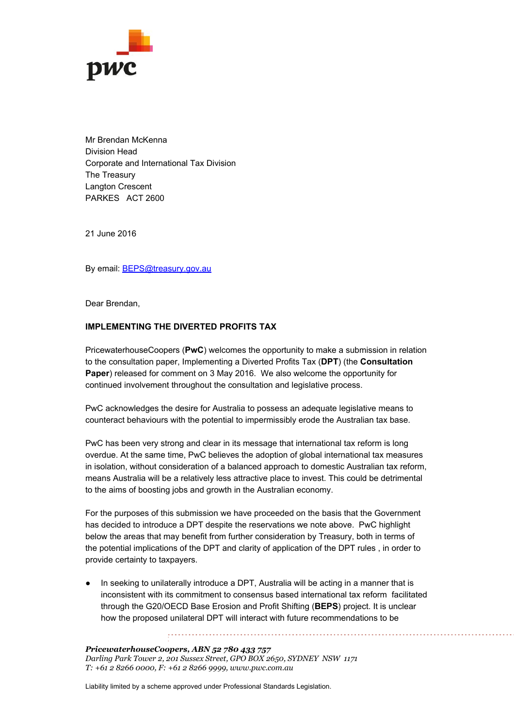Mr Brendan McKenna
Division Head
Corporate and International Tax Division
The Treasury
Langton Crescent
PARKES ACT 2600

21 June 2016

By email: BEPS@treasury.gov.au

Dear Brendan,

**IMPLEMENTING THE DIVERTED PROFITS TAX**

PricewaterhouseCoopers (**PwC**) welcomes the opportunity to make a submission in relation to the consultation paper, Implementing a Diverted Profits Tax (**DPT**) (the **Consultation Paper**) released for comment on 3 May 2016. We also welcome the opportunity for continued involvement throughout the consultation and legislative process.

PwC acknowledges the desire for Australia to possess an adequate legislative means to counteract behaviours with the potential to impermissibly erode the Australian tax base.

PwC has been very strong and clear in its message that international tax reform is long overdue. At the same time, PwC believes the adoption of global international tax measures in isolation, without consideration of a balanced approach to domestic Australian tax reform, means Australia will be a relatively less attractive place to invest. This could be detrimental to the aims of boosting jobs and growth in the Australian economy.

For the purposes of this submission we have proceeded on the basis that the Government has decided to introduce a DPT despite the reservations we note above. PwC highlight below the areas that may benefit from further consideration by Treasury, both in terms of the potential implications of the DPT and clarity of application of the DPT rules , in order to provide certainty to taxpayers.

- In seeking to unilaterally introduce a DPT, Australia will be acting in a manner that is inconsistent with its commitment to consensus based international tax reform facilitated through the G20/OECD Base Erosion and Profit Shifting (**BEPS**) project. It is unclear how the proposed unilateral DPT will interact with future recommendations to be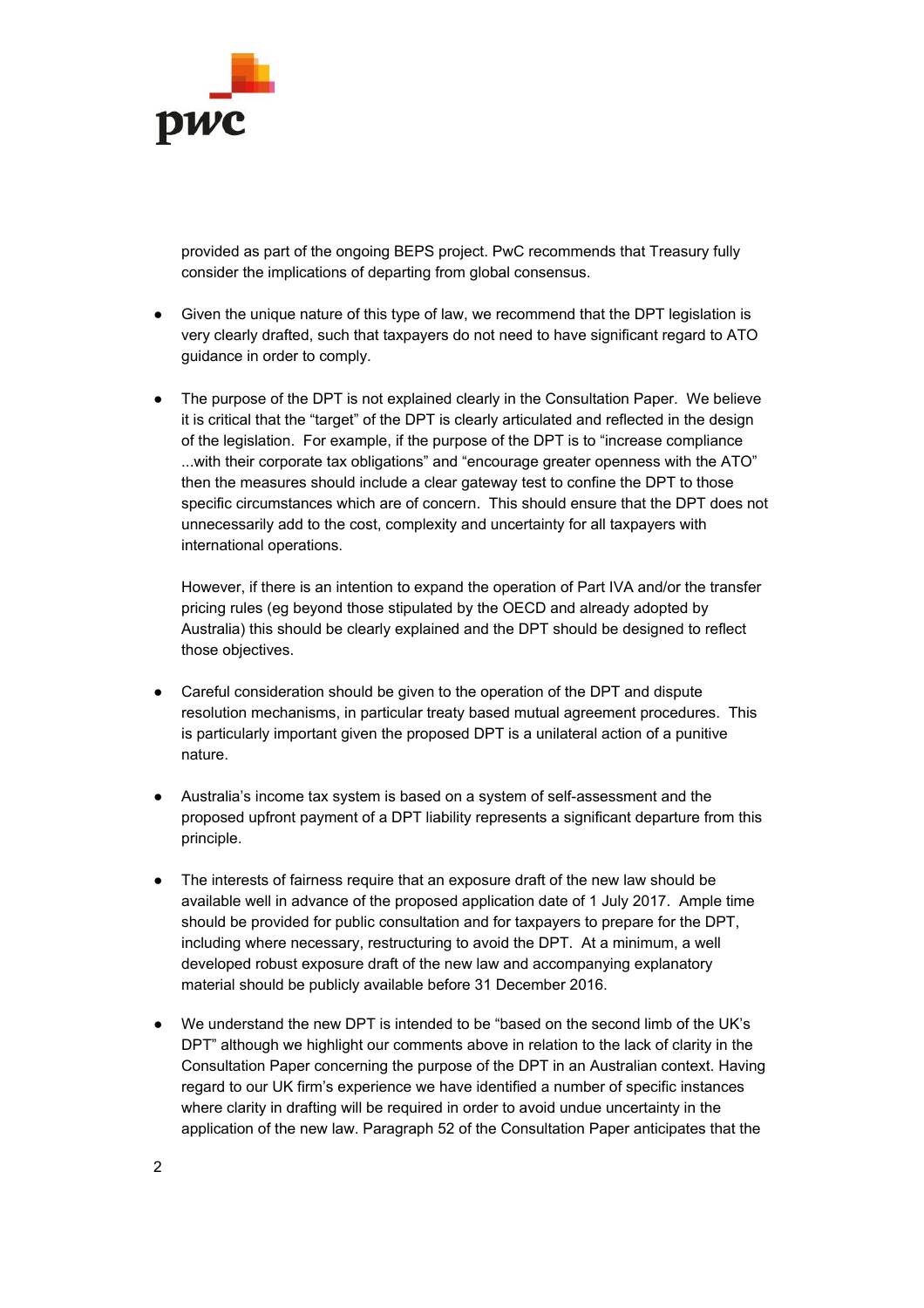provided as part of the ongoing BEPS project. PwC recommends that Treasury fully consider the implications of departing from global consensus.

- Given the unique nature of this type of law, we recommend that the DPT legislation is very clearly drafted, such that taxpayers do not need to have significant regard to ATO guidance in order to comply.

- The purpose of the DPT is not explained clearly in the Consultation Paper. We believe it is critical that the "target" of the DPT is clearly articulated and reflected in the design of the legislation. For example, if the purpose of the DPT is to "increase compliance ...with their corporate tax obligations" and "encourage greater openness with the ATO" then the measures should include a clear gateway test to confine the DPT to those specific circumstances which are of concern. This should ensure that the DPT does not unnecessarily add to the cost, complexity and uncertainty for all taxpayers with international operations.

  However, if there is an intention to expand the operation of Part IVA and/or the transfer pricing rules (eg beyond those stipulated by the OECD and already adopted by Australia) this should be clearly explained and the DPT should be designed to reflect those objectives.

- Careful consideration should be given to the operation of the DPT and dispute resolution mechanisms, in particular treaty based mutual agreement procedures. This is particularly important given the proposed DPT is a unilateral action of a punitive nature.

- Australia's income tax system is based on a system of self-assessment and the proposed upfront payment of a DPT liability represents a significant departure from this principle.

- The interests of fairness require that an exposure draft of the new law should be available well in advance of the proposed application date of 1 July 2017. Ample time should be provided for public consultation and for taxpayers to prepare for the DPT, including where necessary, restructuring to avoid the DPT. At a minimum, a well developed robust exposure draft of the new law and accompanying explanatory material should be publicly available before 31 December 2016.

- We understand the new DPT is intended to be "based on the second limb of the UK's DPT" although we highlight our comments above in relation to the lack of clarity in the Consultation Paper concerning the purpose of the DPT in an Australian context. Having regard to our UK firm's experience we have identified a number of specific instances where clarity in drafting will be required in order to avoid undue uncertainty in the application of the new law. Paragraph 52 of the Consultation Paper anticipates that the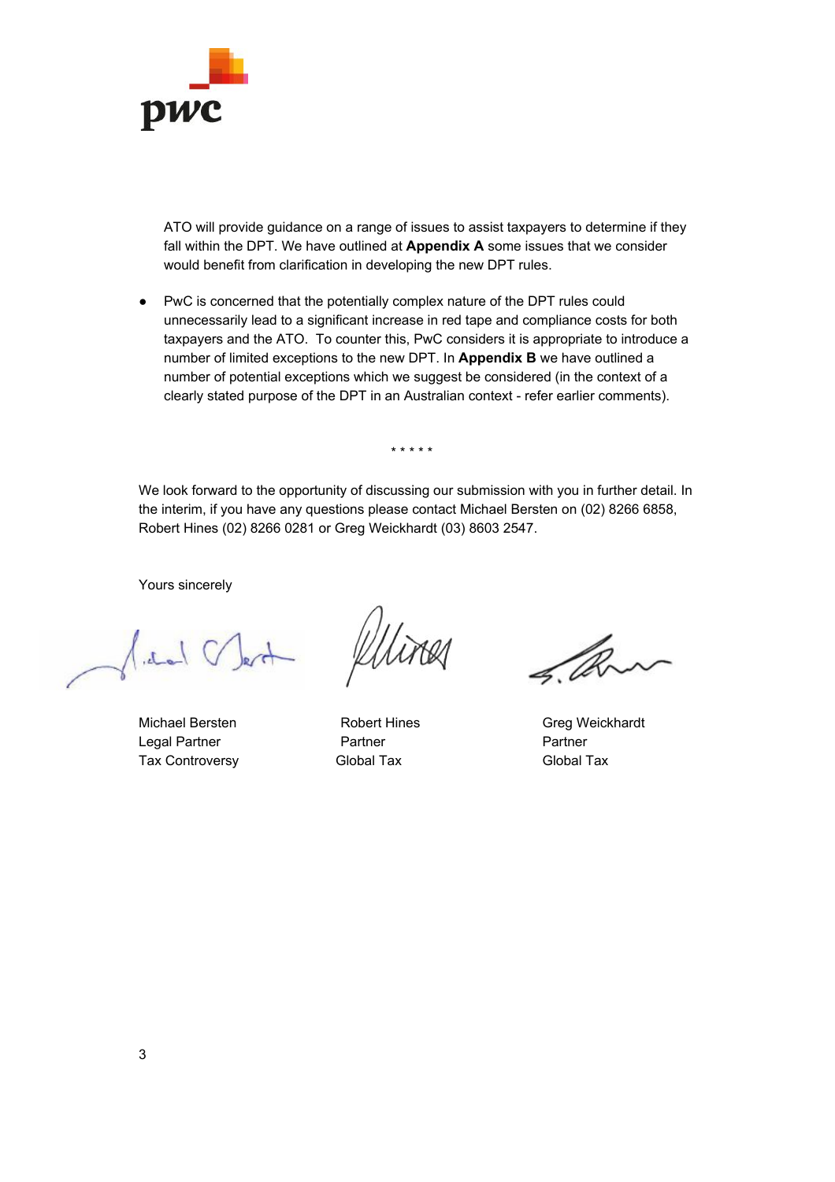ATO will provide guidance on a range of issues to assist taxpayers to determine if they fall within the DPT. We have outlined at **Appendix A** some issues that we consider would benefit from clarification in developing the new DPT rules.

- PwC is concerned that the potentially complex nature of the DPT rules could unnecessarily lead to a significant increase in red tape and compliance costs for both taxpayers and the ATO. To counter this, PwC considers it is appropriate to introduce a number of limited exceptions to the new DPT. In **Appendix B** we have outlined a number of potential exceptions which we suggest be considered (in the context of a clearly stated purpose of the DPT in an Australian context - refer earlier comments).

\* \* \* \* \*

We look forward to the opportunity of discussing our submission with you in further detail. In the interim, if you have any questions please contact Michael Bersten on (02) 8266 6858, Robert Hines (02) 8266 0281 or Greg Weickhardt (03) 8603 2547.

Yours sincerely

| Michael Bersten | Robert Hines | Greg Weickhardt |
|---|---|---|
| Legal Partner | Partner | Partner |
| Tax Controversy | Global Tax | Global Tax |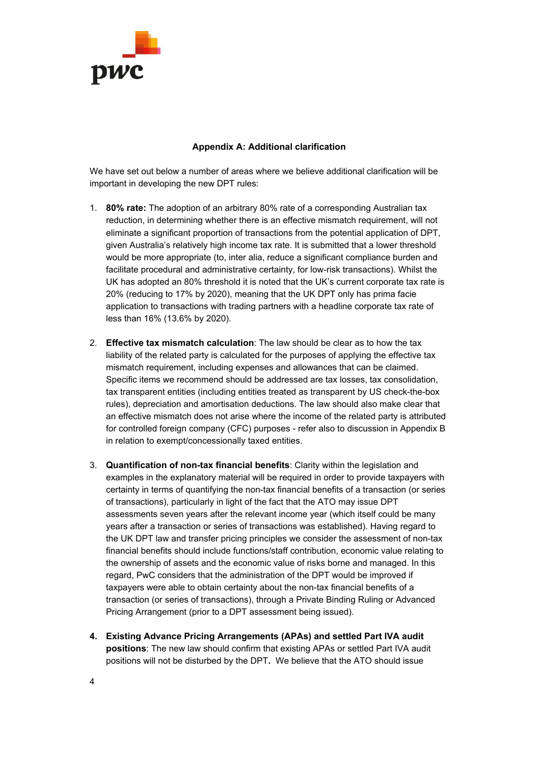**Appendix A: Additional clarification**

We have set out below a number of areas where we believe additional clarification will be important in developing the new DPT rules:

1. **80% rate:** The adoption of an arbitrary 80% rate of a corresponding Australian tax reduction, in determining whether there is an effective mismatch requirement, will not eliminate a significant proportion of transactions from the potential application of DPT, given Australia's relatively high income tax rate. It is submitted that a lower threshold would be more appropriate (to, inter alia, reduce a significant compliance burden and facilitate procedural and administrative certainty, for low-risk transactions). Whilst the UK has adopted an 80% threshold it is noted that the UK's current corporate tax rate is 20% (reducing to 17% by 2020), meaning that the UK DPT only has prima facie application to transactions with trading partners with a headline corporate tax rate of less than 16% (13.6% by 2020).

2. **Effective tax mismatch calculation**: The law should be clear as to how the tax liability of the related party is calculated for the purposes of applying the effective tax mismatch requirement, including expenses and allowances that can be claimed. Specific items we recommend should be addressed are tax losses, tax consolidation, tax transparent entities (including entities treated as transparent by US check-the-box rules), depreciation and amortisation deductions. The law should also make clear that an effective mismatch does not arise where the income of the related party is attributed for controlled foreign company (CFC) purposes - refer also to discussion in Appendix B in relation to exempt/concessionally taxed entities.

3. **Quantification of non-tax financial benefits**: Clarity within the legislation and examples in the explanatory material will be required in order to provide taxpayers with certainty in terms of quantifying the non-tax financial benefits of a transaction (or series of transactions), particularly in light of the fact that the ATO may issue DPT assessments seven years after the relevant income year (which itself could be many years after a transaction or series of transactions was established). Having regard to the UK DPT law and transfer pricing principles we consider the assessment of non-tax financial benefits should include functions/staff contribution, economic value relating to the ownership of assets and the economic value of risks borne and managed. In this regard, PwC considers that the administration of the DPT would be improved if taxpayers were able to obtain certainty about the non-tax financial benefits of a transaction (or series of transactions), through a Private Binding Ruling or Advanced Pricing Arrangement (prior to a DPT assessment being issued).

4. **Existing Advance Pricing Arrangements (APAs) and settled Part IVA audit positions**: The new law should confirm that existing APAs or settled Part IVA audit positions will not be disturbed by the DPT**.** We believe that the ATO should issue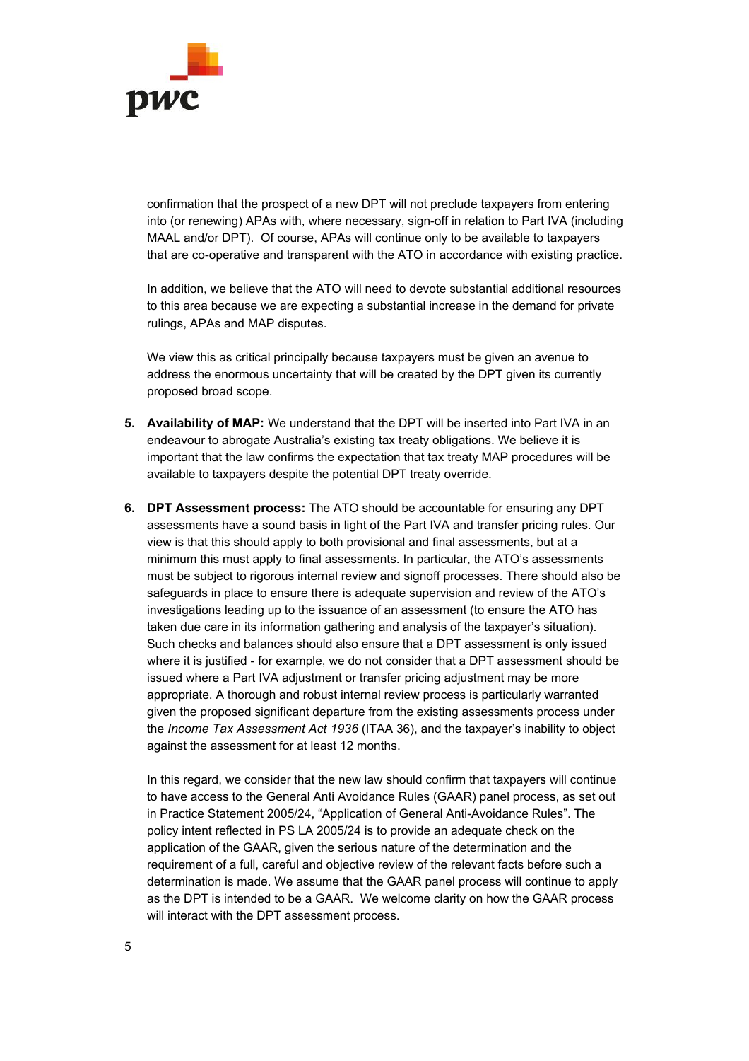confirmation that the prospect of a new DPT will not preclude taxpayers from entering into (or renewing) APAs with, where necessary, sign-off in relation to Part IVA (including MAAL and/or DPT). Of course, APAs will continue only to be available to taxpayers that are co-operative and transparent with the ATO in accordance with existing practice.

In addition, we believe that the ATO will need to devote substantial additional resources to this area because we are expecting a substantial increase in the demand for private rulings, APAs and MAP disputes.

We view this as critical principally because taxpayers must be given an avenue to address the enormous uncertainty that will be created by the DPT given its currently proposed broad scope.

5. **Availability of MAP:** We understand that the DPT will be inserted into Part IVA in an endeavour to abrogate Australia's existing tax treaty obligations. We believe it is important that the law confirms the expectation that tax treaty MAP procedures will be available to taxpayers despite the potential DPT treaty override.

6. **DPT Assessment process:** The ATO should be accountable for ensuring any DPT assessments have a sound basis in light of the Part IVA and transfer pricing rules. Our view is that this should apply to both provisional and final assessments, but at a minimum this must apply to final assessments. In particular, the ATO's assessments must be subject to rigorous internal review and signoff processes. There should also be safeguards in place to ensure there is adequate supervision and review of the ATO's investigations leading up to the issuance of an assessment (to ensure the ATO has taken due care in its information gathering and analysis of the taxpayer's situation). Such checks and balances should also ensure that a DPT assessment is only issued where it is justified - for example, we do not consider that a DPT assessment should be issued where a Part IVA adjustment or transfer pricing adjustment may be more appropriate. A thorough and robust internal review process is particularly warranted given the proposed significant departure from the existing assessments process under the *Income Tax Assessment Act 1936* (ITAA 36), and the taxpayer's inability to object against the assessment for at least 12 months.

   In this regard, we consider that the new law should confirm that taxpayers will continue to have access to the General Anti Avoidance Rules (GAAR) panel process, as set out in Practice Statement 2005/24, "Application of General Anti-Avoidance Rules". The policy intent reflected in PS LA 2005/24 is to provide an adequate check on the application of the GAAR, given the serious nature of the determination and the requirement of a full, careful and objective review of the relevant facts before such a determination is made. We assume that the GAAR panel process will continue to apply as the DPT is intended to be a GAAR. We welcome clarity on how the GAAR process will interact with the DPT assessment process.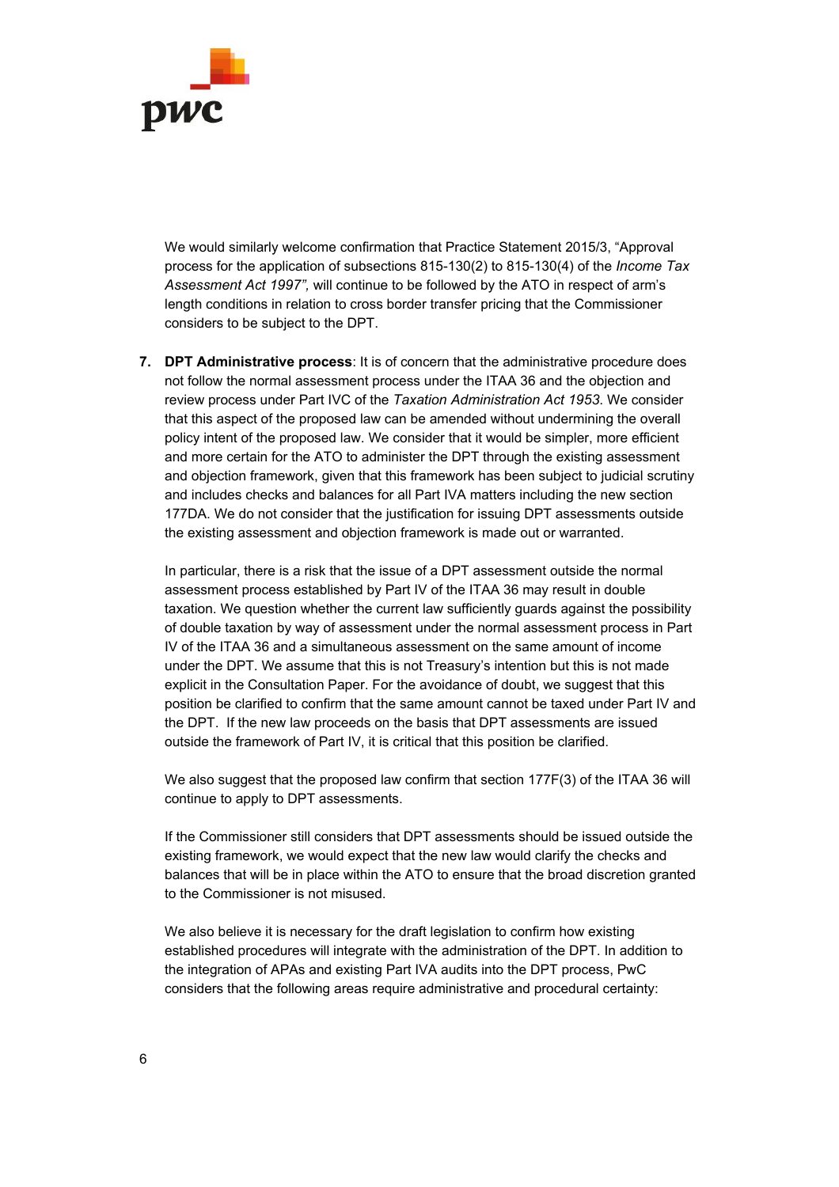We would similarly welcome confirmation that Practice Statement 2015/3, "Approval process for the application of subsections 815-130(2) to 815-130(4) of the *Income Tax Assessment Act 1997",* will continue to be followed by the ATO in respect of arm's length conditions in relation to cross border transfer pricing that the Commissioner considers to be subject to the DPT.

7. **DPT Administrative process**: It is of concern that the administrative procedure does not follow the normal assessment process under the ITAA 36 and the objection and review process under Part IVC of the *Taxation Administration Act 1953*. We consider that this aspect of the proposed law can be amended without undermining the overall policy intent of the proposed law. We consider that it would be simpler, more efficient and more certain for the ATO to administer the DPT through the existing assessment and objection framework, given that this framework has been subject to judicial scrutiny and includes checks and balances for all Part IVA matters including the new section 177DA. We do not consider that the justification for issuing DPT assessments outside the existing assessment and objection framework is made out or warranted.

   In particular, there is a risk that the issue of a DPT assessment outside the normal assessment process established by Part IV of the ITAA 36 may result in double taxation. We question whether the current law sufficiently guards against the possibility of double taxation by way of assessment under the normal assessment process in Part IV of the ITAA 36 and a simultaneous assessment on the same amount of income under the DPT. We assume that this is not Treasury's intention but this is not made explicit in the Consultation Paper. For the avoidance of doubt, we suggest that this position be clarified to confirm that the same amount cannot be taxed under Part IV and the DPT. If the new law proceeds on the basis that DPT assessments are issued outside the framework of Part IV, it is critical that this position be clarified.

   We also suggest that the proposed law confirm that section 177F(3) of the ITAA 36 will continue to apply to DPT assessments.

   If the Commissioner still considers that DPT assessments should be issued outside the existing framework, we would expect that the new law would clarify the checks and balances that will be in place within the ATO to ensure that the broad discretion granted to the Commissioner is not misused.

   We also believe it is necessary for the draft legislation to confirm how existing established procedures will integrate with the administration of the DPT. In addition to the integration of APAs and existing Part IVA audits into the DPT process, PwC considers that the following areas require administrative and procedural certainty: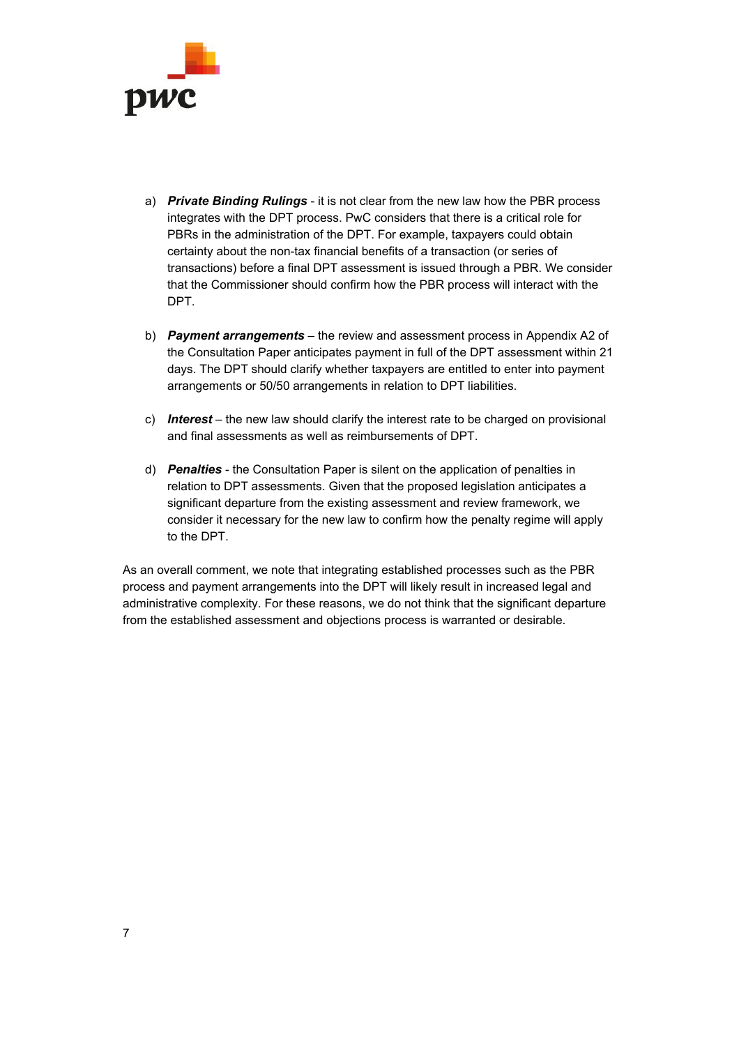a) ***Private Binding Rulings*** - it is not clear from the new law how the PBR process integrates with the DPT process. PwC considers that there is a critical role for PBRs in the administration of the DPT. For example, taxpayers could obtain certainty about the non-tax financial benefits of a transaction (or series of transactions) before a final DPT assessment is issued through a PBR. We consider that the Commissioner should confirm how the PBR process will interact with the DPT.

b) ***Payment arrangements*** – the review and assessment process in Appendix A2 of the Consultation Paper anticipates payment in full of the DPT assessment within 21 days. The DPT should clarify whether taxpayers are entitled to enter into payment arrangements or 50/50 arrangements in relation to DPT liabilities.

c) ***Interest*** – the new law should clarify the interest rate to be charged on provisional and final assessments as well as reimbursements of DPT.

d) ***Penalties*** - the Consultation Paper is silent on the application of penalties in relation to DPT assessments. Given that the proposed legislation anticipates a significant departure from the existing assessment and review framework, we consider it necessary for the new law to confirm how the penalty regime will apply to the DPT.

As an overall comment, we note that integrating established processes such as the PBR process and payment arrangements into the DPT will likely result in increased legal and administrative complexity. For these reasons, we do not think that the significant departure from the established assessment and objections process is warranted or desirable.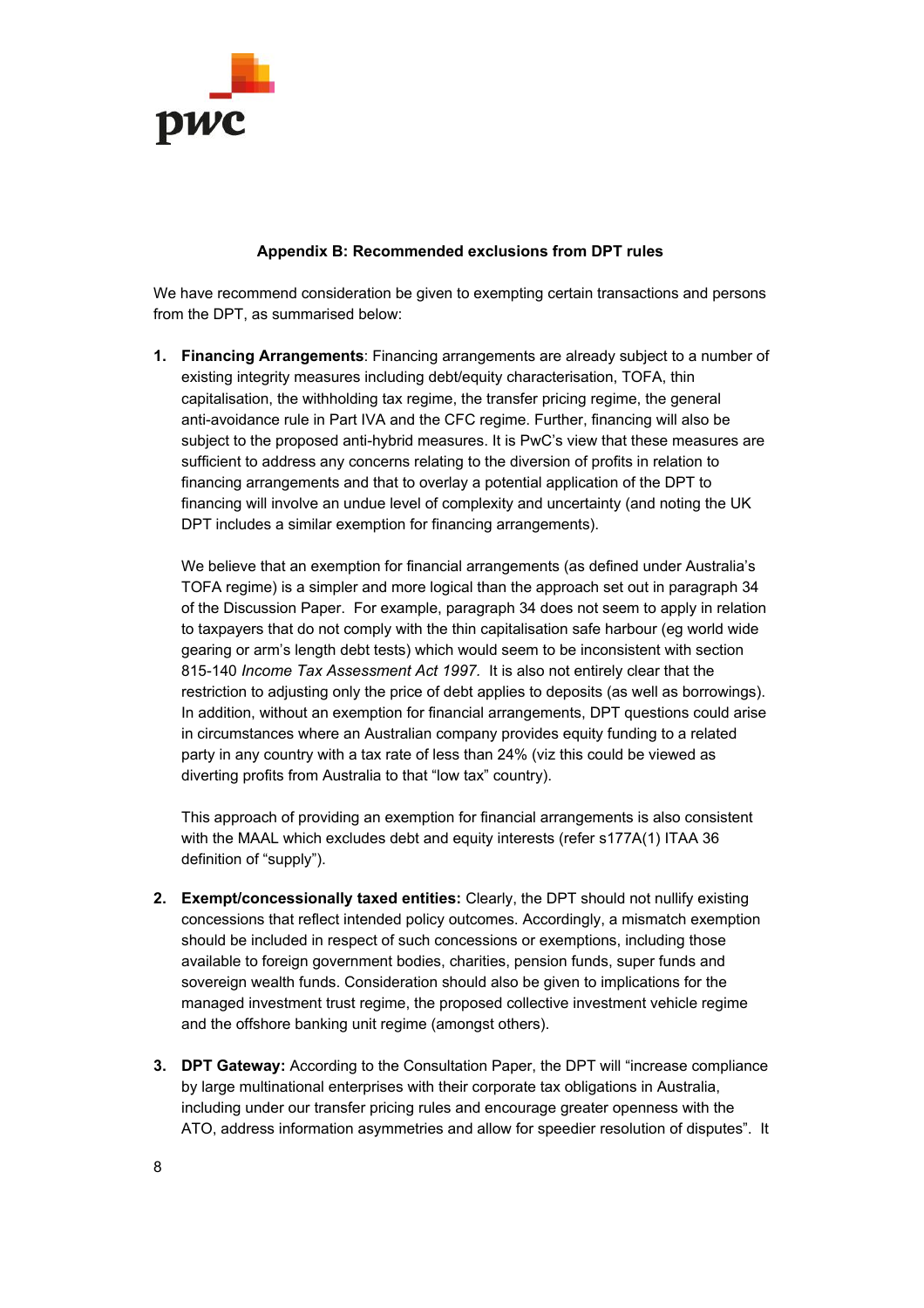**Appendix B: Recommended exclusions from DPT rules**

We have recommend consideration be given to exempting certain transactions and persons from the DPT, as summarised below:

1. **Financing Arrangements**: Financing arrangements are already subject to a number of existing integrity measures including debt/equity characterisation, TOFA, thin capitalisation, the withholding tax regime, the transfer pricing regime, the general anti-avoidance rule in Part IVA and the CFC regime. Further, financing will also be subject to the proposed anti-hybrid measures. It is PwC's view that these measures are sufficient to address any concerns relating to the diversion of profits in relation to financing arrangements and that to overlay a potential application of the DPT to financing will involve an undue level of complexity and uncertainty (and noting the UK DPT includes a similar exemption for financing arrangements).

   We believe that an exemption for financial arrangements (as defined under Australia's TOFA regime) is a simpler and more logical than the approach set out in paragraph 34 of the Discussion Paper. For example, paragraph 34 does not seem to apply in relation to taxpayers that do not comply with the thin capitalisation safe harbour (eg world wide gearing or arm's length debt tests) which would seem to be inconsistent with section 815-140 *Income Tax Assessment Act 1997.* It is also not entirely clear that the restriction to adjusting only the price of debt applies to deposits (as well as borrowings). In addition, without an exemption for financial arrangements, DPT questions could arise in circumstances where an Australian company provides equity funding to a related party in any country with a tax rate of less than 24% (viz this could be viewed as diverting profits from Australia to that "low tax" country).

   This approach of providing an exemption for financial arrangements is also consistent with the MAAL which excludes debt and equity interests (refer s177A(1) ITAA 36 definition of "supply").

2. **Exempt/concessionally taxed entities:** Clearly, the DPT should not nullify existing concessions that reflect intended policy outcomes. Accordingly, a mismatch exemption should be included in respect of such concessions or exemptions, including those available to foreign government bodies, charities, pension funds, super funds and sovereign wealth funds. Consideration should also be given to implications for the managed investment trust regime, the proposed collective investment vehicle regime and the offshore banking unit regime (amongst others).

3. **DPT Gateway:** According to the Consultation Paper, the DPT will "increase compliance by large multinational enterprises with their corporate tax obligations in Australia, including under our transfer pricing rules and encourage greater openness with the ATO, address information asymmetries and allow for speedier resolution of disputes". It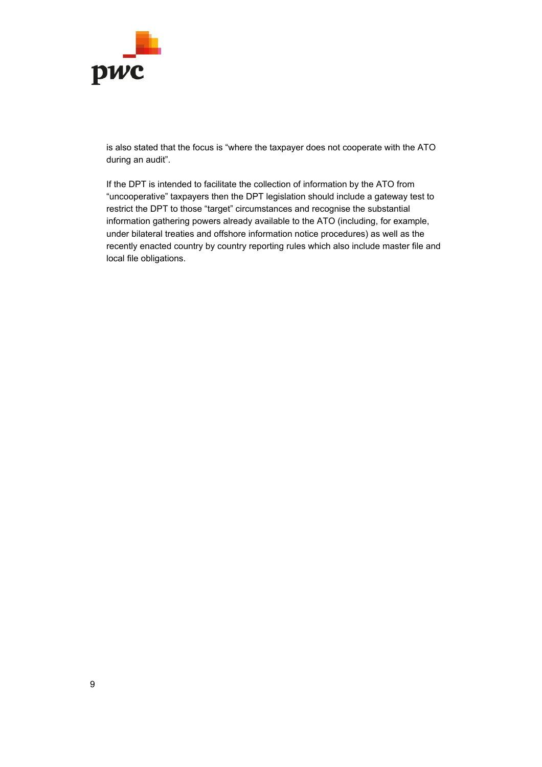is also stated that the focus is "where the taxpayer does not cooperate with the ATO during an audit".

If the DPT is intended to facilitate the collection of information by the ATO from "uncooperative" taxpayers then the DPT legislation should include a gateway test to restrict the DPT to those "target" circumstances and recognise the substantial information gathering powers already available to the ATO (including, for example, under bilateral treaties and offshore information notice procedures) as well as the recently enacted country by country reporting rules which also include master file and local file obligations.